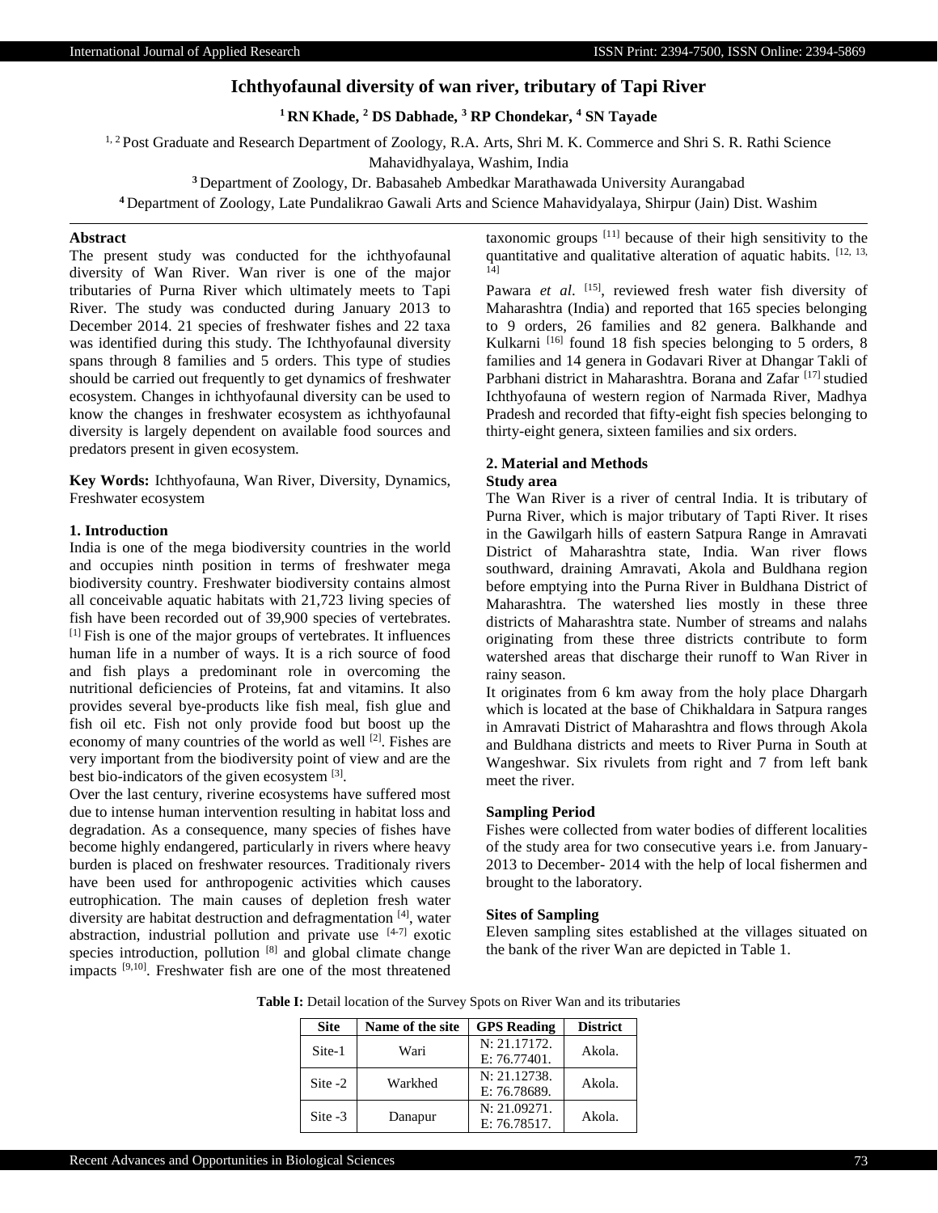# Ichthyofaunal diversity of wan river, tributary of Tapi River

**[1] RN Khade, [2] DS Dabhade, [3] RP Chondekar, [4] SN Tayade**

[1, 2] Post Graduate and Research Department of Zoology, R.A. Arts, Shri M. K. Commerce and Shri S. R. Rathi Science Mahavidhyalaya, Washim, India

[3] Department of Zoology, Dr. Babasaheb Ambedkar Marathawada University Aurangabad

[4] Department of Zoology, Late Pundalikrao Gawali Arts and Science Mahavidyalaya, Shirpur (Jain) Dist. Washim

## Abstract

The present study was conducted for the ichthyofaunal diversity of Wan River. Wan river is one of the major tributaries of Purna River which ultimately meets to Tapi River. The study was conducted during January 2013 to December 2014. 21 species of freshwater fishes and 22 taxa was identified during this study. The Ichthyofaunal diversity spans through 8 families and 5 orders. This type of studies should be carried out frequently to get dynamics of freshwater ecosystem. Changes in ichthyofaunal diversity can be used to know the changes in freshwater ecosystem as ichthyofaunal diversity is largely dependent on available food sources and predators present in given ecosystem.

**Key Words:** Ichthyofauna, Wan River, Diversity, Dynamics, Freshwater ecosystem

## 1. Introduction

India is one of the mega biodiversity countries in the world and occupies ninth position in terms of freshwater mega biodiversity country. Freshwater biodiversity contains almost all conceivable aquatic habitats with 21,723 living species of fish have been recorded out of 39,900 species of vertebrates. [1] Fish is one of the major groups of vertebrates. It influences human life in a number of ways. It is a rich source of food and fish plays a predominant role in overcoming the nutritional deficiencies of Proteins, fat and vitamins. It also provides several bye-products like fish meal, fish glue and fish oil etc. Fish not only provide food but boost up the economy of many countries of the world as well [2]. Fishes are very important from the biodiversity point of view and are the best bio-indicators of the given ecosystem [3].

Over the last century, riverine ecosystems have suffered most due to intense human intervention resulting in habitat loss and degradation. As a consequence, many species of fishes have become highly endangered, particularly in rivers where heavy burden is placed on freshwater resources. Traditionaly rivers have been used for anthropogenic activities which causes eutrophication. The main causes of depletion fresh water diversity are habitat destruction and defragmentation [4], water abstraction, industrial pollution and private use [4-7] exotic species introduction, pollution [8] and global climate change impacts [9,10]. Freshwater fish are one of the most threatened taxonomic groups [11] because of their high sensitivity to the quantitative and qualitative alteration of aquatic habits. [12, 13, 14]

Pawara *et al*. [15], reviewed fresh water fish diversity of Maharashtra (India) and reported that 165 species belonging to 9 orders, 26 families and 82 genera. Balkhande and Kulkarni [16] found 18 fish species belonging to 5 orders, 8 families and 14 genera in Godavari River at Dhangar Takli of Parbhani district in Maharashtra. Borana and Zafar [17] studied Ichthyofauna of western region of Narmada River, Madhya Pradesh and recorded that fifty-eight fish species belonging to thirty-eight genera, sixteen families and six orders.

## 2. Material and Methods

### Study area

The Wan River is a river of central India. It is tributary of Purna River, which is major tributary of Tapti River. It rises in the Gawilgarh hills of eastern Satpura Range in Amravati District of Maharashtra state, India. Wan river flows southward, draining Amravati, Akola and Buldhana region before emptying into the Purna River in Buldhana District of Maharashtra. The watershed lies mostly in these three districts of Maharashtra state. Number of streams and nalahs originating from these three districts contribute to form watershed areas that discharge their runoff to Wan River in rainy season.

It originates from 6 km away from the holy place Dhargarh which is located at the base of Chikhaldara in Satpura ranges in Amravati District of Maharashtra and flows through Akola and Buldhana districts and meets to River Purna in South at Wangeshwar. Six rivulets from right and 7 from left bank meet the river.

### Sampling Period

Fishes were collected from water bodies of different localities of the study area for two consecutive years i.e. from January-2013 to December- 2014 with the help of local fishermen and brought to the laboratory.

### Sites of Sampling

Eleven sampling sites established at the villages situated on the bank of the river Wan are depicted in Table 1.

**Table I:** Detail location of the Survey Spots on River Wan and its tributaries

| Site | Name of the site | GPS Reading | District |
|---|---|---|---|
| Site-1 | Wari | N: 21.17172. E: 76.77401. | Akola. |
| Site -2 | Warkhed | N: 21.12738. E: 76.78689. | Akola. |
| Site -3 | Danapur | N: 21.09271. E: 76.78517. | Akola. |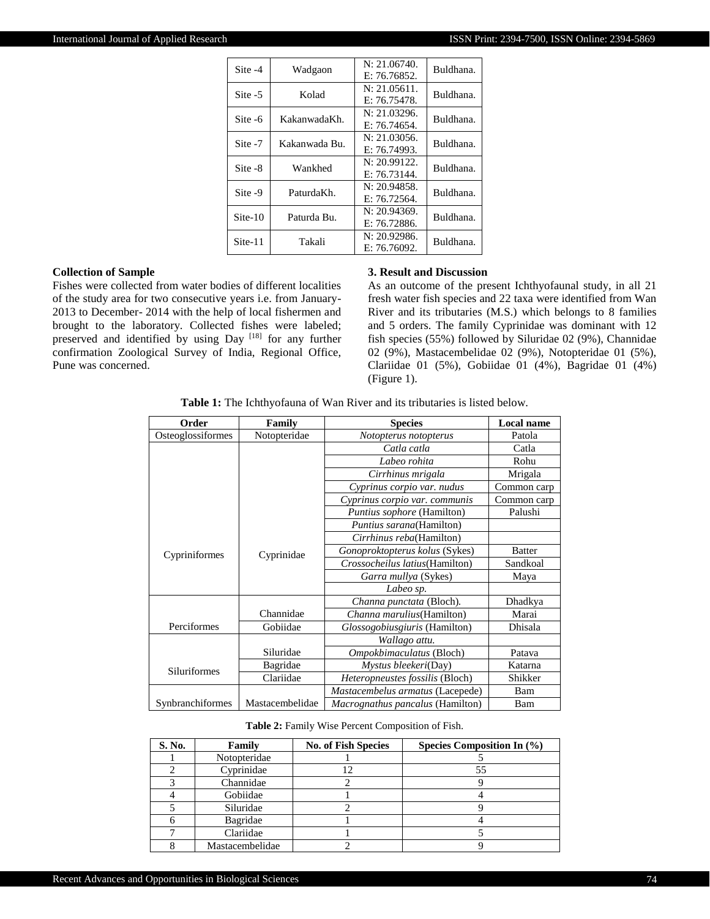| Site -4 | Wadgaon | N: 21.06740. E: 76.76852. | Buldhana. |
|---|---|---|---|
| Site -5 | Kolad | N: 21.05611. E: 76.75478. | Buldhana. |
| Site -6 | KakanwadaKh. | N: 21.03296. E: 76.74654. | Buldhana. |
| Site -7 | Kakanwada Bu. | N: 21.03056. E: 76.74993. | Buldhana. |
| Site -8 | Wankhed | N: 20.99122. E: 76.73144. | Buldhana. |
| Site -9 | PaturdaKh. | N: 20.94858. E: 76.72564. | Buldhana. |
| Site-10 | Paturda Bu. | N: 20.94369. E: 76.72886. | Buldhana. |
| Site-11 | Takali | N: 20.92986. E: 76.76092. | Buldhana. |

### Collection of Sample

Fishes were collected from water bodies of different localities of the study area for two consecutive years i.e. from January-2013 to December- 2014 with the help of local fishermen and brought to the laboratory. Collected fishes were labeled; preserved and identified by using Day [18] for any further confirmation Zoological Survey of India, Regional Office, Pune was concerned.

## 3. Result and Discussion

As an outcome of the present Ichthyofaunal study, in all 21 fresh water fish species and 22 taxa were identified from Wan River and its tributaries (M.S.) which belongs to 8 families and 5 orders. The family Cyprinidae was dominant with 12 fish species (55%) followed by Siluridae 02 (9%), Channidae 02 (9%), Mastacembelidae 02 (9%), Notopteridae 01 (5%), Clariidae 01 (5%), Gobiidae 01 (4%), Bagridae 01 (4%) (Figure 1).

**Table 1:** The Ichthyofauna of Wan River and its tributaries is listed below.

| Order | Family | Species | Local name |
|---|---|---|---|
| Osteoglossiformes | Notopteridae | *Notopterus notopterus* | Patola |
| Cypriniformes | Cyprinidae | *Catla catla* | Catla |
| | | *Labeo rohita* | Rohu |
| | | *Cirrhinus mrigala* | Mrigala |
| | | *Cyprinus corpio var. nudus* | Common carp |
| | | *Cyprinus corpio var. communis* | Common carp |
| | | *Puntius sophore* (Hamilton) | Palushi |
| | | *Puntius sarana*(Hamilton) | |
| | | *Cirrhinus reba*(Hamilton) | |
| | | *Gonoproktopterus kolus* (Sykes) | Batter |
| | | *Crossocheilus latius*(Hamilton) | Sandkoal |
| | | *Garra mullya* (Sykes) | Maya |
| | | *Labeo sp.* | |
| Perciformes | Channidae | *Channa punctata* (Bloch). | Dhadkya |
| | | *Channa marulius*(Hamilton) | Marai |
| | Gobiidae | *Glossogobiusgiuris* (Hamilton) | Dhisala |
| Siluriformes | Siluridae | *Wallago attu.* | |
| | | *Ompokbimaculatus* (Bloch) | Patava |
| | Bagridae | *Mystus bleekeri*(Day) | Katarna |
| | Clariidae | *Heteropneustes fossilis* (Bloch) | Shikker |
| Synbranchiformes | Mastacembelidae | *Mastacembelus armatus* (Lacepede) | Bam |
| | | *Macrognathus pancalus* (Hamilton) | Bam |

**Table 2:** Family Wise Percent Composition of Fish.

| S. No. | Family | No. of Fish Species | Species Composition In (%) |
|---|---|---|---|
| 1 | Notopteridae | 1 | 5 |
| 2 | Cyprinidae | 12 | 55 |
| 3 | Channidae | 2 | 9 |
| 4 | Gobiidae | 1 | 4 |
| 5 | Siluridae | 2 | 9 |
| 6 | Bagridae | 1 | 4 |
| 7 | Clariidae | 1 | 5 |
| 8 | Mastacembelidae | 2 | 9 |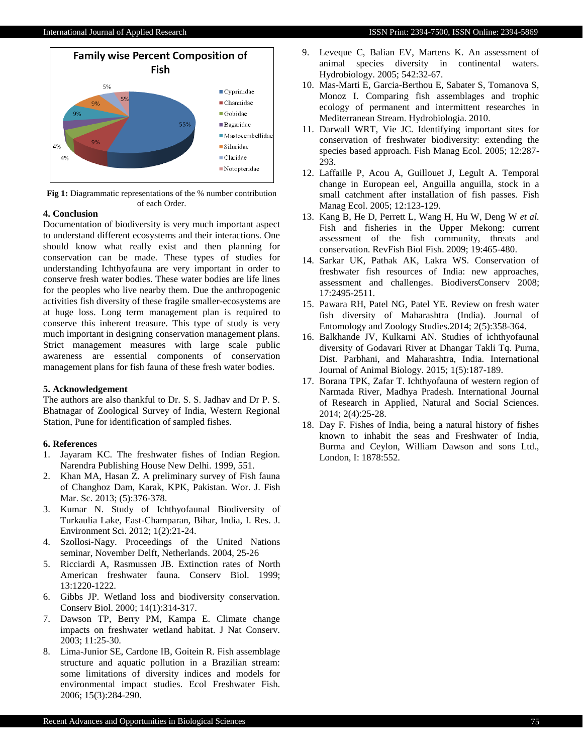Family wise Percent Composition of Fish

55%
9%
4%
4%
9%
9%
5%
5%

Cyprinidae
Channidae
Gobidae
Bagaridae
Mastocembellidae
Siluridae
Claridae
Notopteridae

**Fig 1:** Diagrammatic representations of the % number contribution of each Order.

## 4. Conclusion

Documentation of biodiversity is very much important aspect to understand different ecosystems and their interactions. One should know what really exist and then planning for conservation can be made. These types of studies for understanding Ichthyofauna are very important in order to conserve fresh water bodies. These water bodies are life lines for the peoples who live nearby them. Due the anthropogenic activities fish diversity of these fragile smaller-ecosystems are at huge loss. Long term management plan is required to conserve this inherent treasure. This type of study is very much important in designing conservation management plans. Strict management measures with large scale public awareness are essential components of conservation management plans for fish fauna of these fresh water bodies.

## 5. Acknowledgement

The authors are also thankful to Dr. S. S. Jadhav and Dr P. S. Bhatnagar of Zoological Survey of India, Western Regional Station, Pune for identification of sampled fishes.

## 6. References

1. Jayaram KC. The freshwater fishes of Indian Region. Narendra Publishing House New Delhi. 1999, 551.
2. Khan MA, Hasan Z. A preliminary survey of Fish fauna of Changhoz Dam, Karak, KPK, Pakistan. Wor. J. Fish Mar. Sc. 2013; (5):376-378.
3. Kumar N. Study of Ichthyofaunal Biodiversity of Turkaulia Lake, East-Champaran, Bihar, India, I. Res. J. Environment Sci. 2012; 1(2):21-24.
4. Szollosi-Nagy. Proceedings of the United Nations seminar, November Delft, Netherlands. 2004, 25-26
5. Ricciardi A, Rasmussen JB. Extinction rates of North American freshwater fauna. Conserv Biol. 1999; 13:1220-1222.
6. Gibbs JP. Wetland loss and biodiversity conservation. Conserv Biol. 2000; 14(1):314-317.
7. Dawson TP, Berry PM, Kampa E. Climate change impacts on freshwater wetland habitat. J Nat Conserv. 2003; 11:25-30.
8. Lima-Junior SE, Cardone IB, Goitein R. Fish assemblage structure and aquatic pollution in a Brazilian stream: some limitations of diversity indices and models for environmental impact studies. Ecol Freshwater Fish. 2006; 15(3):284-290.
9. Leveque C, Balian EV, Martens K. An assessment of animal species diversity in continental waters. Hydrobiology. 2005; 542:32-67.
10. Mas-Marti E, Garcia-Berthou E, Sabater S, Tomanova S, Monoz I. Comparing fish assemblages and trophic ecology of permanent and intermittent researches in Mediterranean Stream. Hydrobiologia. 2010.
11. Darwall WRT, Vie JC. Identifying important sites for conservation of freshwater biodiversity: extending the species based approach. Fish Manag Ecol. 2005; 12:287-293.
12. Laffaille P, Acou A, Guillouet J, Legult A. Temporal change in European eel, Anguilla anguilla, stock in a small catchment after installation of fish passes. Fish Manag Ecol. 2005; 12:123-129.
13. Kang B, He D, Perrett L, Wang H, Hu W, Deng W *et al.* Fish and fisheries in the Upper Mekong: current assessment of the fish community, threats and conservation. RevFish Biol Fish. 2009; 19:465-480.
14. Sarkar UK, Pathak AK, Lakra WS. Conservation of freshwater fish resources of India: new approaches, assessment and challenges. BiodiversConserv 2008; 17:2495-2511.
15. Pawara RH, Patel NG, Patel YE. Review on fresh water fish diversity of Maharashtra (India). Journal of Entomology and Zoology Studies.2014; 2(5):358-364.
16. Balkhande JV, Kulkarni AN. Studies of ichthyofaunal diversity of Godavari River at Dhangar Takli Tq. Purna, Dist. Parbhani, and Maharashtra, India. International Journal of Animal Biology. 2015; 1(5):187-189.
17. Borana TPK, Zafar T. Ichthyofauna of western region of Narmada River, Madhya Pradesh. International Journal of Research in Applied, Natural and Social Sciences. 2014; 2(4):25-28.
18. Day F. Fishes of India, being a natural history of fishes known to inhabit the seas and Freshwater of India, Burma and Ceylon, William Dawson and sons Ltd., London, I: 1878:552.